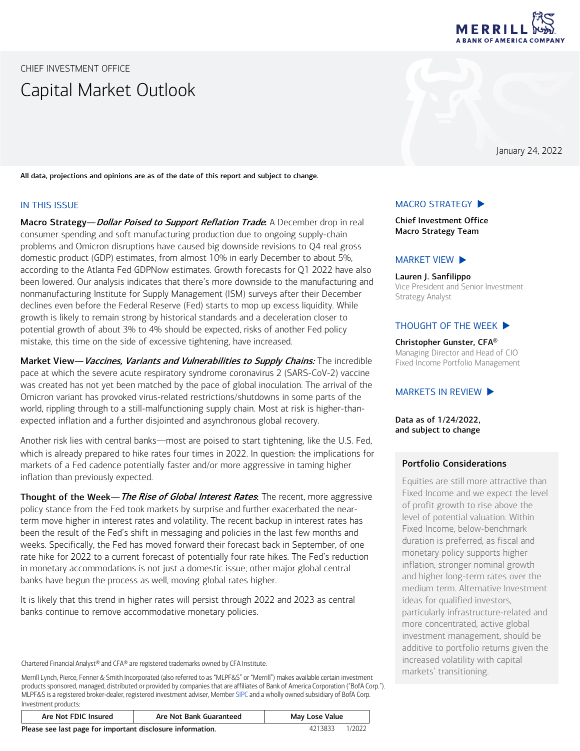MERRILL
A BANK OF AMERICA COMPANY

CHIEF INVESTMENT OFFICE

# Capital Market Outlook

January 24, 2022

**All data, projections and opinions are as of the date of this report and subject to change.**

## IN THIS ISSUE

**Macro Strategy—*Dollar Poised to Support Reflation Trade*:** A December drop in real consumer spending and soft manufacturing production due to ongoing supply-chain problems and Omicron disruptions have caused big downside revisions to Q4 real gross domestic product (GDP) estimates, from almost 10% in early December to about 5%, according to the Atlanta Fed GDPNow estimates. Growth forecasts for Q1 2022 have also been lowered. Our analysis indicates that there's more downside to the manufacturing and nonmanufacturing Institute for Supply Management (ISM) surveys after their December declines even before the Federal Reserve (Fed) starts to mop up excess liquidity. While growth is likely to remain strong by historical standards and a deceleration closer to potential growth of about 3% to 4% should be expected, risks of another Fed policy mistake, this time on the side of excessive tightening, have increased.

**Market View—*Vaccines, Variants and Vulnerabilities to Supply Chains:*** The incredible pace at which the severe acute respiratory syndrome coronavirus 2 (SARS-CoV-2) vaccine was created has not yet been matched by the pace of global inoculation. The arrival of the Omicron variant has provoked virus-related restrictions/shutdowns in some parts of the world, rippling through to a still-malfunctioning supply chain. Most at risk is higher-than-expected inflation and a further disjointed and asynchronous global recovery.

Another risk lies with central banks—most are poised to start tightening, like the U.S. Fed, which is already prepared to hike rates four times in 2022. In question: the implications for markets of a Fed cadence potentially faster and/or more aggressive in taming higher inflation than previously expected.

**Thought of the Week—*The Rise of Global Interest Rates*:** The recent, more aggressive policy stance from the Fed took markets by surprise and further exacerbated the near-term move higher in interest rates and volatility. The recent backup in interest rates has been the result of the Fed's shift in messaging and policies in the last few months and weeks. Specifically, the Fed has moved forward their forecast back in September, of one rate hike for 2022 to a current forecast of potentially four rate hikes. The Fed's reduction in monetary accommodations is not just a domestic issue; other major global central banks have begun the process as well, moving global rates higher.

It is likely that this trend in higher rates will persist through 2022 and 2023 as central banks continue to remove accommodative monetary policies.

### MACRO STRATEGY ▶

**Chief Investment Office Macro Strategy Team**

### MARKET VIEW ▶

**Lauren J. Sanfilippo**
Vice President and Senior Investment Strategy Analyst

### THOUGHT OF THE WEEK ▶

**Christopher Gunster, CFA®**
Managing Director and Head of CIO Fixed Income Portfolio Management

### MARKETS IN REVIEW ▶

**Data as of 1/24/2022, and subject to change**

### Portfolio Considerations

Equities are still more attractive than Fixed Income and we expect the level of profit growth to rise above the level of potential valuation. Within Fixed Income, below-benchmark duration is preferred, as fiscal and monetary policy supports higher inflation, stronger nominal growth and higher long-term rates over the medium term. Alternative Investment ideas for qualified investors, particularly infrastructure-related and more concentrated, active global investment management, should be additive to portfolio returns given the increased volatility with capital markets' transitioning.

Chartered Financial Analyst® and CFA® are registered trademarks owned by CFA Institute.

Merrill Lynch, Pierce, Fenner & Smith Incorporated (also referred to as "MLPF&S" or "Merrill") makes available certain investment products sponsored, managed, distributed or provided by companies that are affiliates of Bank of America Corporation ("BofA Corp."). MLPF&S is a registered broker-dealer, registered investment adviser, Member SIPC and a wholly owned subsidiary of BofA Corp.

Investment products:

| Are Not FDIC Insured | Are Not Bank Guaranteed | May Lose Value |
|---|---|---|

**Please see last page for important disclosure information.** 4213833 1/2022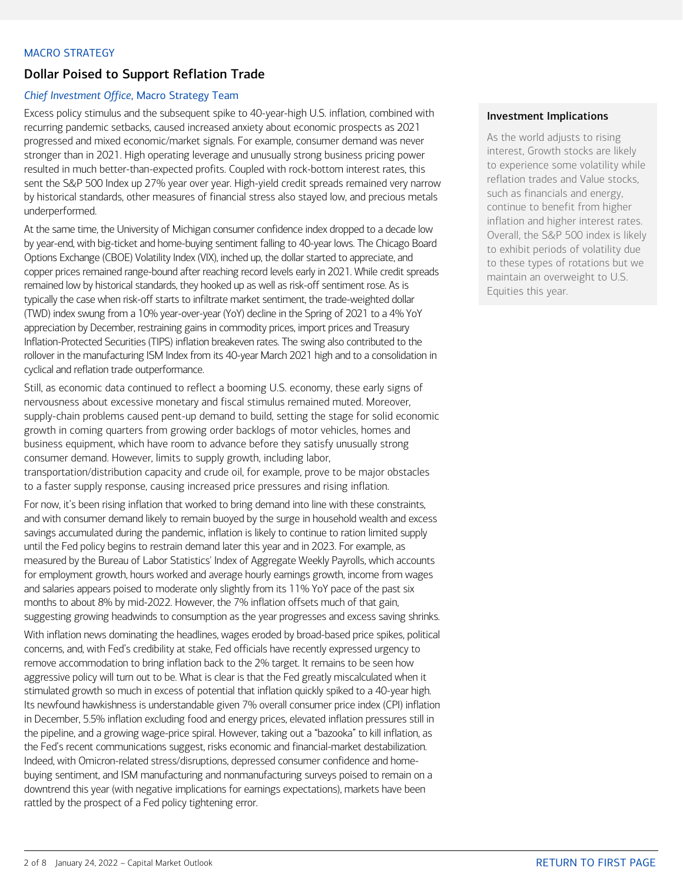MACRO STRATEGY

## Dollar Poised to Support Reflation Trade

*Chief Investment Office*, Macro Strategy Team

Excess policy stimulus and the subsequent spike to 40-year-high U.S. inflation, combined with recurring pandemic setbacks, caused increased anxiety about economic prospects as 2021 progressed and mixed economic/market signals. For example, consumer demand was never stronger than in 2021. High operating leverage and unusually strong business pricing power resulted in much better-than-expected profits. Coupled with rock-bottom interest rates, this sent the S&P 500 Index up 27% year over year. High-yield credit spreads remained very narrow by historical standards, other measures of financial stress also stayed low, and precious metals underperformed.

At the same time, the University of Michigan consumer confidence index dropped to a decade low by year-end, with big-ticket and home-buying sentiment falling to 40-year lows. The Chicago Board Options Exchange (CBOE) Volatility Index (VIX), inched up, the dollar started to appreciate, and copper prices remained range-bound after reaching record levels early in 2021. While credit spreads remained low by historical standards, they hooked up as well as risk-off sentiment rose. As is typically the case when risk-off starts to infiltrate market sentiment, the trade-weighted dollar (TWD) index swung from a 10% year-over-year (YoY) decline in the Spring of 2021 to a 4% YoY appreciation by December, restraining gains in commodity prices, import prices and Treasury Inflation-Protected Securities (TIPS) inflation breakeven rates. The swing also contributed to the rollover in the manufacturing ISM Index from its 40-year March 2021 high and to a consolidation in cyclical and reflation trade outperformance.

Still, as economic data continued to reflect a booming U.S. economy, these early signs of nervousness about excessive monetary and fiscal stimulus remained muted. Moreover, supply-chain problems caused pent-up demand to build, setting the stage for solid economic growth in coming quarters from growing order backlogs of motor vehicles, homes and business equipment, which have room to advance before they satisfy unusually strong consumer demand. However, limits to supply growth, including labor, transportation/distribution capacity and crude oil, for example, prove to be major obstacles to a faster supply response, causing increased price pressures and rising inflation.

For now, it's been rising inflation that worked to bring demand into line with these constraints, and with consumer demand likely to remain buoyed by the surge in household wealth and excess savings accumulated during the pandemic, inflation is likely to continue to ration limited supply until the Fed policy begins to restrain demand later this year and in 2023. For example, as measured by the Bureau of Labor Statistics' Index of Aggregate Weekly Payrolls, which accounts for employment growth, hours worked and average hourly earnings growth, income from wages and salaries appears poised to moderate only slightly from its 11% YoY pace of the past six months to about 8% by mid-2022. However, the 7% inflation offsets much of that gain, suggesting growing headwinds to consumption as the year progresses and excess saving shrinks.

With inflation news dominating the headlines, wages eroded by broad-based price spikes, political concerns, and, with Fed's credibility at stake, Fed officials have recently expressed urgency to remove accommodation to bring inflation back to the 2% target. It remains to be seen how aggressive policy will turn out to be. What is clear is that the Fed greatly miscalculated when it stimulated growth so much in excess of potential that inflation quickly spiked to a 40-year high. Its newfound hawkishness is understandable given 7% overall consumer price index (CPI) inflation in December, 5.5% inflation excluding food and energy prices, elevated inflation pressures still in the pipeline, and a growing wage-price spiral. However, taking out a "bazooka" to kill inflation, as the Fed's recent communications suggest, risks economic and financial-market destabilization. Indeed, with Omicron-related stress/disruptions, depressed consumer confidence and home-buying sentiment, and ISM manufacturing and nonmanufacturing surveys poised to remain on a downtrend this year (with negative implications for earnings expectations), markets have been rattled by the prospect of a Fed policy tightening error.

### Investment Implications

As the world adjusts to rising interest, Growth stocks are likely to experience some volatility while reflation trades and Value stocks, such as financials and energy, continue to benefit from higher inflation and higher interest rates. Overall, the S&P 500 index is likely to exhibit periods of volatility due to these types of rotations but we maintain an overweight to U.S. Equities this year.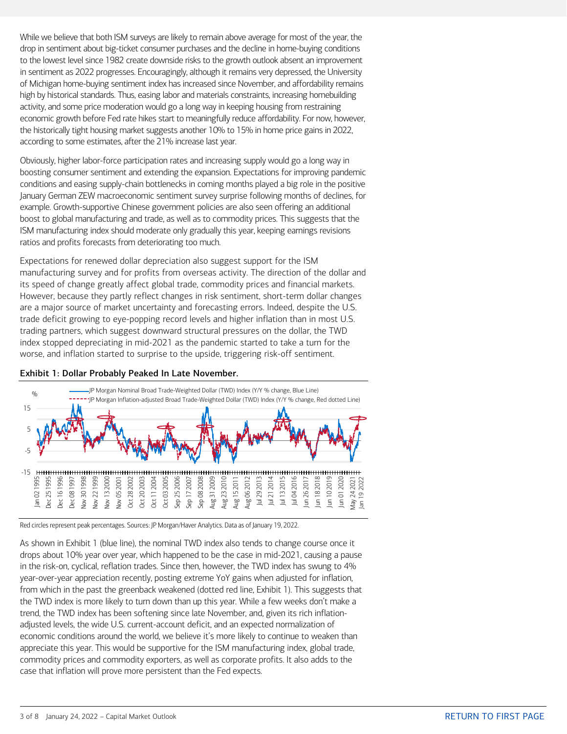While we believe that both ISM surveys are likely to remain above average for most of the year, the drop in sentiment about big-ticket consumer purchases and the decline in home-buying conditions to the lowest level since 1982 create downside risks to the growth outlook absent an improvement in sentiment as 2022 progresses. Encouragingly, although it remains very depressed, the University of Michigan home-buying sentiment index has increased since November, and affordability remains high by historical standards. Thus, easing labor and materials constraints, increasing homebuilding activity, and some price moderation would go a long way in keeping housing from restraining economic growth before Fed rate hikes start to meaningfully reduce affordability. For now, however, the historically tight housing market suggests another 10% to 15% in home price gains in 2022, according to some estimates, after the 21% increase last year.

Obviously, higher labor-force participation rates and increasing supply would go a long way in boosting consumer sentiment and extending the expansion. Expectations for improving pandemic conditions and easing supply-chain bottlenecks in coming months played a big role in the positive January German ZEW macroeconomic sentiment survey surprise following months of declines, for example. Growth-supportive Chinese government policies are also seen offering an additional boost to global manufacturing and trade, as well as to commodity prices. This suggests that the ISM manufacturing index should moderate only gradually this year, keeping earnings revisions ratios and profits forecasts from deteriorating too much.

Expectations for renewed dollar depreciation also suggest support for the ISM manufacturing survey and for profits from overseas activity. The direction of the dollar and its speed of change greatly affect global trade, commodity prices and financial markets. However, because they partly reflect changes in risk sentiment, short-term dollar changes are a major source of market uncertainty and forecasting errors. Indeed, despite the U.S. trade deficit growing to eye-popping record levels and higher inflation than in most U.S. trading partners, which suggest downward structural pressures on the dollar, the TWD index stopped depreciating in mid-2021 as the pandemic started to take a turn for the worse, and inflation started to surprise to the upside, triggering risk-off sentiment.

**Exhibit 1: Dollar Probably Peaked In Late November.**

Red circles represent peak percentages. Sources: JP Morgan/Haver Analytics. Data as of January 19, 2022.

As shown in Exhibit 1 (blue line), the nominal TWD index also tends to change course once it drops about 10% year over year, which happened to be the case in mid-2021, causing a pause in the risk-on, cyclical, reflation trades. Since then, however, the TWD index has swung to 4% year-over-year appreciation recently, posting extreme YoY gains when adjusted for inflation, from which in the past the greenback weakened (dotted red line, Exhibit 1). This suggests that the TWD index is more likely to turn down than up this year. While a few weeks don't make a trend, the TWD index has been softening since late November, and, given its rich inflation-adjusted levels, the wide U.S. current-account deficit, and an expected normalization of economic conditions around the world, we believe it's more likely to continue to weaken than appreciate this year. This would be supportive for the ISM manufacturing index, global trade, commodity prices and commodity exporters, as well as corporate profits. It also adds to the case that inflation will prove more persistent than the Fed expects.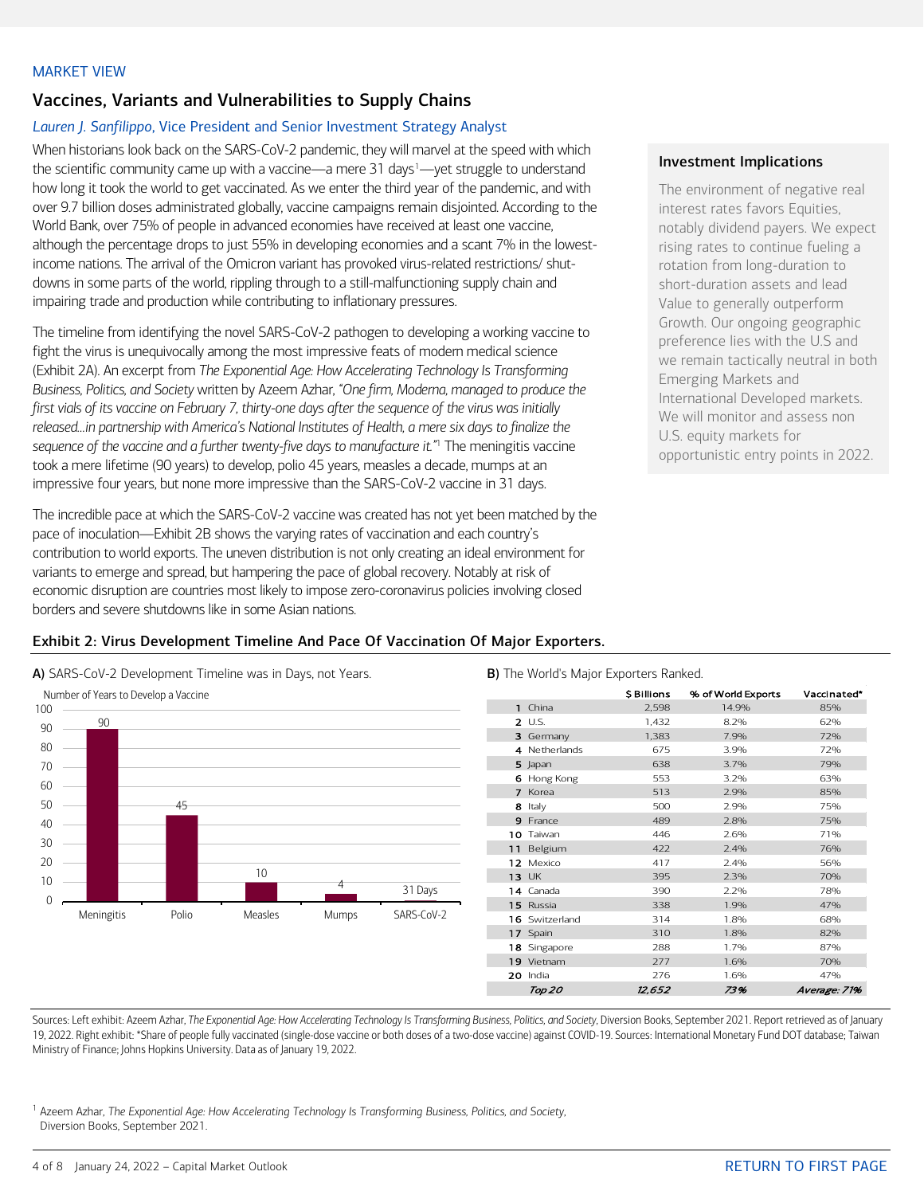MARKET VIEW

## Vaccines, Variants and Vulnerabilities to Supply Chains

*Lauren J. Sanfilippo, Vice President and Senior Investment Strategy Analyst*

When historians look back on the SARS-CoV-2 pandemic, they will marvel at the speed with which the scientific community came up with a vaccine—a mere 31 days[1]—yet struggle to understand how long it took the world to get vaccinated. As we enter the third year of the pandemic, and with over 9.7 billion doses administrated globally, vaccine campaigns remain disjointed. According to the World Bank, over 75% of people in advanced economies have received at least one vaccine, although the percentage drops to just 55% in developing economies and a scant 7% in the lowest-income nations. The arrival of the Omicron variant has provoked virus-related restrictions/ shut-downs in some parts of the world, rippling through to a still-malfunctioning supply chain and impairing trade and production while contributing to inflationary pressures.

The timeline from identifying the novel SARS-CoV-2 pathogen to developing a working vaccine to fight the virus is unequivocally among the most impressive feats of modern medical science (Exhibit 2A). An excerpt from *The Exponential Age: How Accelerating Technology Is Transforming Business, Politics, and Society* written by Azeem Azhar, *"One firm, Moderna, managed to produce the first vials of its vaccine on February 7, thirty-one days after the sequence of the virus was initially released…in partnership with America's National Institutes of Health, a mere six days to finalize the sequence of the vaccine and a further twenty-five days to manufacture it."*[1] The meningitis vaccine took a mere lifetime (90 years) to develop, polio 45 years, measles a decade, mumps at an impressive four years, but none more impressive than the SARS-CoV-2 vaccine in 31 days.

The incredible pace at which the SARS-CoV-2 vaccine was created has not yet been matched by the pace of inoculation—Exhibit 2B shows the varying rates of vaccination and each country's contribution to world exports. The uneven distribution is not only creating an ideal environment for variants to emerge and spread, but hampering the pace of global recovery. Notably at risk of economic disruption are countries most likely to impose zero-coronavirus policies involving closed borders and severe shutdowns like in some Asian nations.

### Investment Implications

The environment of negative real interest rates favors Equities, notably dividend payers. We expect rising rates to continue fueling a rotation from long-duration to short-duration assets and lead Value to generally outperform Growth. Our ongoing geographic preference lies with the U.S and we remain tactically neutral in both Emerging Markets and International Developed markets. We will monitor and assess non U.S. equity markets for opportunistic entry points in 2022.

### Exhibit 2: Virus Development Timeline And Pace Of Vaccination Of Major Exporters.

**A)** SARS-CoV-2 Development Timeline was in Days, not Years.

Number of Years to Develop a Vaccine

| Vaccine | Years |
|---|---|
| Meningitis | 90 |
| Polio | 45 |
| Measles | 10 |
| Mumps | 4 |
| SARS-CoV-2 | 31 Days |

**B)** The World's Major Exporters Ranked.

| | | $ Billions | % of World Exports | Vaccinated* |
|---|---|---|---|---|
| 1 | China | 2,598 | 14.9% | 85% |
| 2 | U.S. | 1,432 | 8.2% | 62% |
| 3 | Germany | 1,383 | 7.9% | 72% |
| 4 | Netherlands | 675 | 3.9% | 72% |
| 5 | Japan | 638 | 3.7% | 79% |
| 6 | Hong Kong | 553 | 3.2% | 63% |
| 7 | Korea | 513 | 2.9% | 85% |
| 8 | Italy | 500 | 2.9% | 75% |
| 9 | France | 489 | 2.8% | 75% |
| 10 | Taiwan | 446 | 2.6% | 71% |
| 11 | Belgium | 422 | 2.4% | 76% |
| 12 | Mexico | 417 | 2.4% | 56% |
| 13 | UK | 395 | 2.3% | 70% |
| 14 | Canada | 390 | 2.2% | 78% |
| 15 | Russia | 338 | 1.9% | 47% |
| 16 | Switzerland | 314 | 1.8% | 68% |
| 17 | Spain | 310 | 1.8% | 82% |
| 18 | Singapore | 288 | 1.7% | 87% |
| 19 | Vietnam | 277 | 1.6% | 70% |
| 20 | India | 276 | 1.6% | 47% |
| | *Top 20* | *12,652* | *73%* | *Average: 71%* |

Sources: Left exhibit: Azeem Azhar, *The Exponential Age: How Accelerating Technology Is Transforming Business, Politics, and Society*, Diversion Books, September 2021. Report retrieved as of January 19, 2022. Right exhibit: *Share of people fully vaccinated (single-dose vaccine or both doses of a two-dose vaccine) against COVID-19. Sources: International Monetary Fund DOT database; Taiwan Ministry of Finance; Johns Hopkins University. Data as of January 19, 2022.

[1] Azeem Azhar, *The Exponential Age: How Accelerating Technology Is Transforming Business, Politics, and Society*, Diversion Books, September 2021.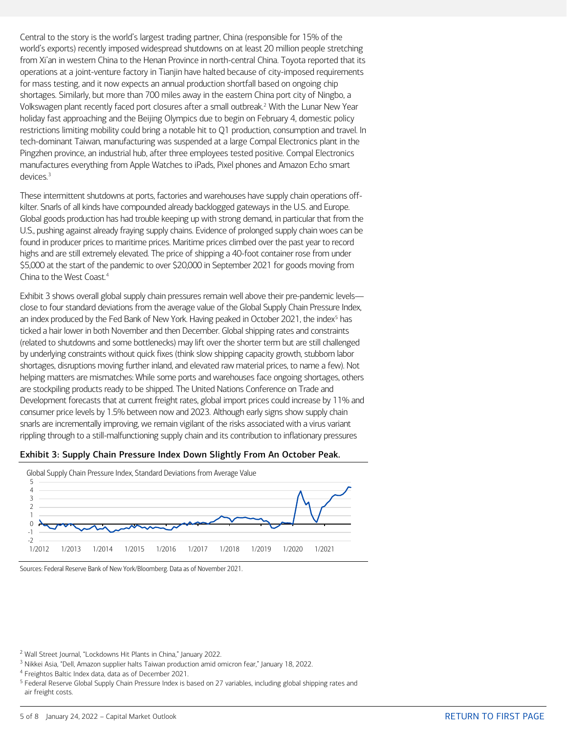Central to the story is the world's largest trading partner, China (responsible for 15% of the world's exports) recently imposed widespread shutdowns on at least 20 million people stretching from Xi'an in western China to the Henan Province in north-central China. Toyota reported that its operations at a joint-venture factory in Tianjin have halted because of city-imposed requirements for mass testing, and it now expects an annual production shortfall based on ongoing chip shortages. Similarly, but more than 700 miles away in the eastern China port city of Ningbo, a Volkswagen plant recently faced port closures after a small outbreak.[2] With the Lunar New Year holiday fast approaching and the Beijing Olympics due to begin on February 4, domestic policy restrictions limiting mobility could bring a notable hit to Q1 production, consumption and travel. In tech-dominant Taiwan, manufacturing was suspended at a large Compal Electronics plant in the Pingzhen province, an industrial hub, after three employees tested positive. Compal Electronics manufactures everything from Apple Watches to iPads, Pixel phones and Amazon Echo smart devices.[3]

These intermittent shutdowns at ports, factories and warehouses have supply chain operations off-kilter. Snarls of all kinds have compounded already backlogged gateways in the U.S. and Europe. Global goods production has had trouble keeping up with strong demand, in particular that from the U.S., pushing against already fraying supply chains. Evidence of prolonged supply chain woes can be found in producer prices to maritime prices. Maritime prices climbed over the past year to record highs and are still extremely elevated. The price of shipping a 40-foot container rose from under $5,000 at the start of the pandemic to over $20,000 in September 2021 for goods moving from China to the West Coast.[4]

Exhibit 3 shows overall global supply chain pressures remain well above their pre-pandemic levels—close to four standard deviations from the average value of the Global Supply Chain Pressure Index, an index produced by the Fed Bank of New York. Having peaked in October 2021, the index[5] has ticked a hair lower in both November and then December. Global shipping rates and constraints (related to shutdowns and some bottlenecks) may lift over the shorter term but are still challenged by underlying constraints without quick fixes (think slow shipping capacity growth, stubborn labor shortages, disruptions moving further inland, and elevated raw material prices, to name a few). Not helping matters are mismatches: While some ports and warehouses face ongoing shortages, others are stockpiling products ready to be shipped. The United Nations Conference on Trade and Development forecasts that at current freight rates, global import prices could increase by 11% and consumer price levels by 1.5% between now and 2023. Although early signs show supply chain snarls are incrementally improving, we remain vigilant of the risks associated with a virus variant rippling through to a still-malfunctioning supply chain and its contribution to inflationary pressures

**Exhibit 3: Supply Chain Pressure Index Down Slightly From An October Peak.**

Global Supply Chain Pressure Index, Standard Deviations from Average Value

Sources: Federal Reserve Bank of New York/Bloomberg. Data as of November 2021.

[2] Wall Street Journal, "Lockdowns Hit Plants in China," January 2022.

[3] Nikkei Asia, "Dell, Amazon supplier halts Taiwan production amid omicron fear," January 18, 2022.

[4] Freightos Baltic Index data, data as of December 2021.

[5] Federal Reserve Global Supply Chain Pressure Index is based on 27 variables, including global shipping rates and air freight costs.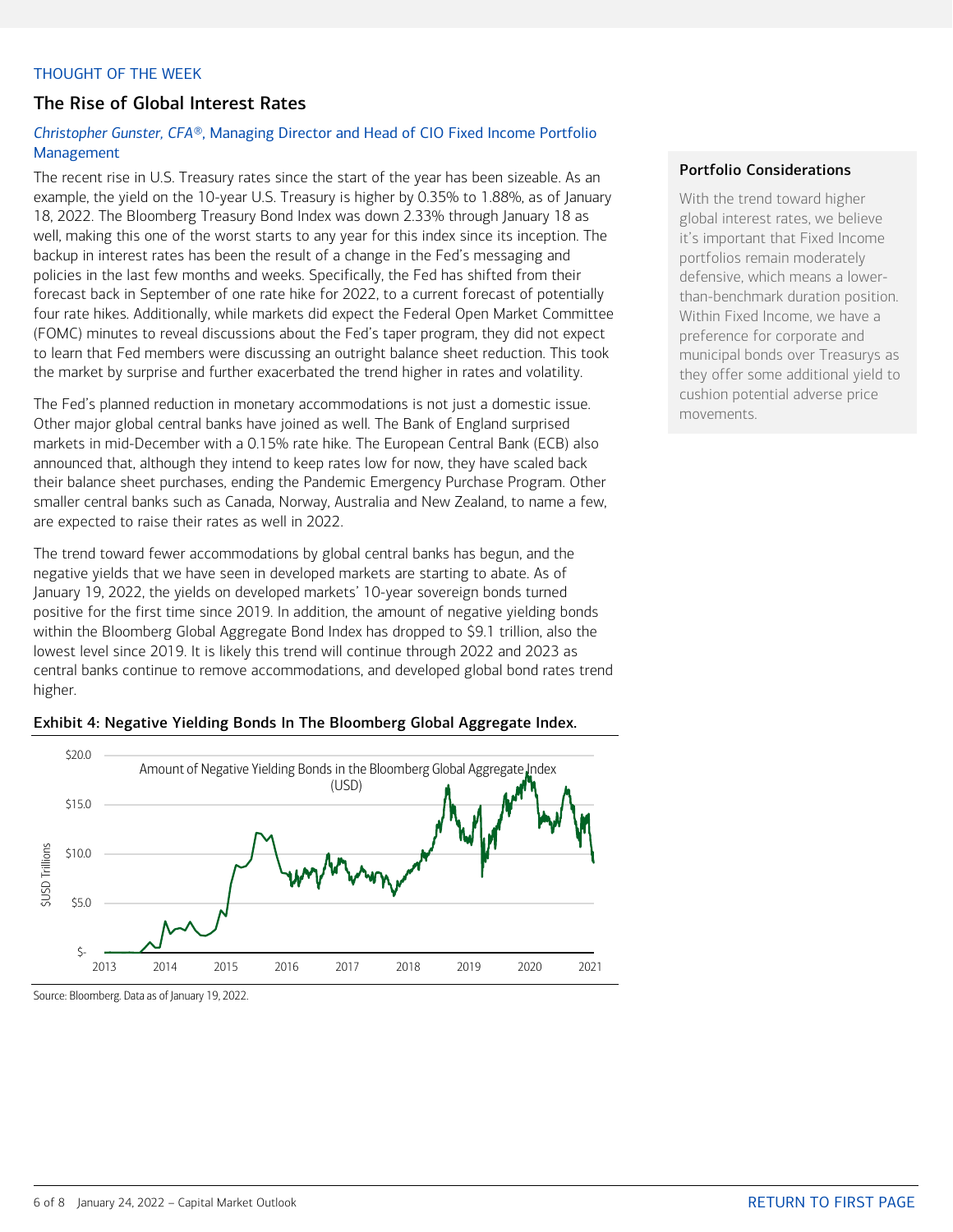THOUGHT OF THE WEEK

## The Rise of Global Interest Rates

*Christopher Gunster, CFA®*, Managing Director and Head of CIO Fixed Income Portfolio Management

The recent rise in U.S. Treasury rates since the start of the year has been sizeable. As an example, the yield on the 10-year U.S. Treasury is higher by 0.35% to 1.88%, as of January 18, 2022. The Bloomberg Treasury Bond Index was down 2.33% through January 18 as well, making this one of the worst starts to any year for this index since its inception. The backup in interest rates has been the result of a change in the Fed's messaging and policies in the last few months and weeks. Specifically, the Fed has shifted from their forecast back in September of one rate hike for 2022, to a current forecast of potentially four rate hikes. Additionally, while markets did expect the Federal Open Market Committee (FOMC) minutes to reveal discussions about the Fed's taper program, they did not expect to learn that Fed members were discussing an outright balance sheet reduction. This took the market by surprise and further exacerbated the trend higher in rates and volatility.

The Fed's planned reduction in monetary accommodations is not just a domestic issue. Other major global central banks have joined as well. The Bank of England surprised markets in mid-December with a 0.15% rate hike. The European Central Bank (ECB) also announced that, although they intend to keep rates low for now, they have scaled back their balance sheet purchases, ending the Pandemic Emergency Purchase Program. Other smaller central banks such as Canada, Norway, Australia and New Zealand, to name a few, are expected to raise their rates as well in 2022.

The trend toward fewer accommodations by global central banks has begun, and the negative yields that we have seen in developed markets are starting to abate. As of January 19, 2022, the yields on developed markets' 10-year sovereign bonds turned positive for the first time since 2019. In addition, the amount of negative yielding bonds within the Bloomberg Global Aggregate Bond Index has dropped to $9.1 trillion, also the lowest level since 2019. It is likely this trend will continue through 2022 and 2023 as central banks continue to remove accommodations, and developed global bond rates trend higher.

**Exhibit 4: Negative Yielding Bonds In The Bloomberg Global Aggregate Index.**

Source: Bloomberg. Data as of January 19, 2022.

**Portfolio Considerations**

With the trend toward higher global interest rates, we believe it's important that Fixed Income portfolios remain moderately defensive, which means a lower-than-benchmark duration position. Within Fixed Income, we have a preference for corporate and municipal bonds over Treasurys as they offer some additional yield to cushion potential adverse price movements.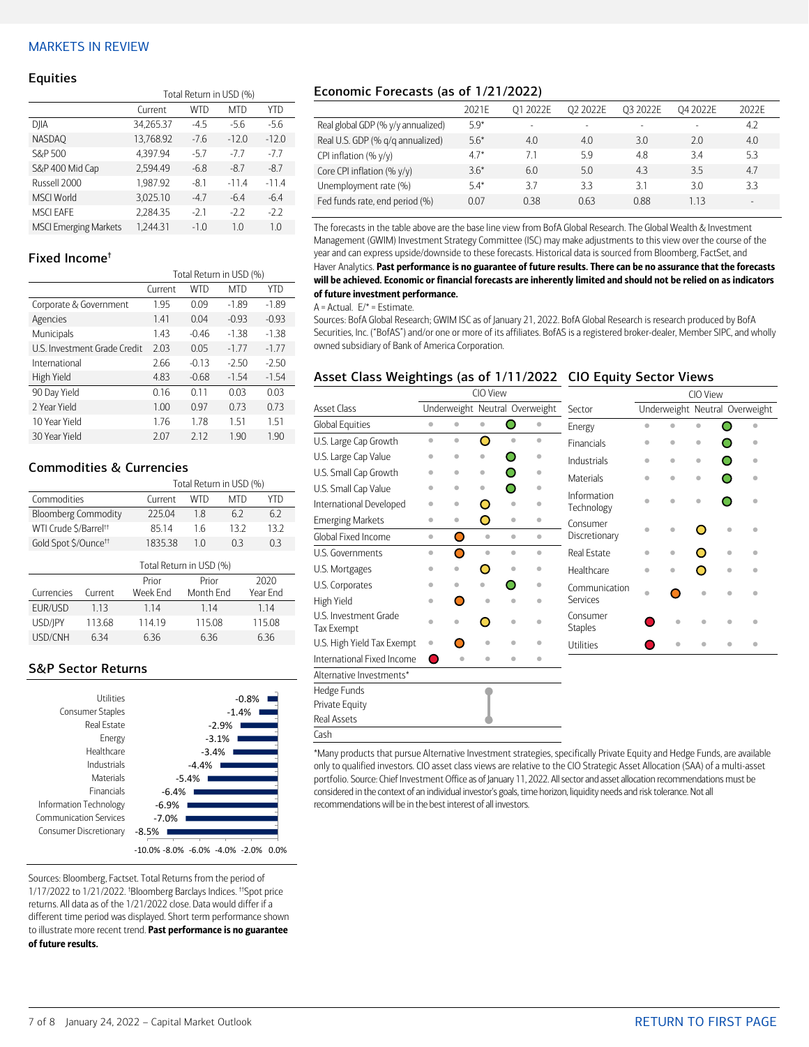## MARKETS IN REVIEW

### Equities

| | | Total Return in USD (%) | | |
|---|---|---|---|---|
| | Current | WTD | MTD | YTD |
| DJIA | 34,265.37 | -4.5 | -5.6 | -5.6 |
| NASDAQ | 13,768.92 | -7.6 | -12.0 | -12.0 |
| S&P 500 | 4,397.94 | -5.7 | -7.7 | -7.7 |
| S&P 400 Mid Cap | 2,594.49 | -6.8 | -8.7 | -8.7 |
| Russell 2000 | 1,987.92 | -8.1 | -11.4 | -11.4 |
| MSCI World | 3,025.10 | -4.7 | -6.4 | -6.4 |
| MSCI EAFE | 2,284.35 | -2.1 | -2.2 | -2.2 |
| MSCI Emerging Markets | 1,244.31 | -1.0 | 1.0 | 1.0 |

### Fixed Income†

| | | Total Return in USD (%) | | |
|---|---|---|---|---|
| | Current | WTD | MTD | YTD |
| Corporate & Government | 1.95 | 0.09 | -1.89 | -1.89 |
| Agencies | 1.41 | 0.04 | -0.93 | -0.93 |
| Municipals | 1.43 | -0.46 | -1.38 | -1.38 |
| U.S. Investment Grade Credit | 2.03 | 0.05 | -1.77 | -1.77 |
| International | 2.66 | -0.13 | -2.50 | -2.50 |
| High Yield | 4.83 | -0.68 | -1.54 | -1.54 |
| 90 Day Yield | 0.16 | 0.11 | 0.03 | 0.03 |
| 2 Year Yield | 1.00 | 0.97 | 0.73 | 0.73 |
| 10 Year Yield | 1.76 | 1.78 | 1.51 | 1.51 |
| 30 Year Yield | 2.07 | 2.12 | 1.90 | 1.90 |

### Commodities & Currencies

| | | Total Return in USD (%) | | |
|---|---|---|---|---|
| Commodities | Current | WTD | MTD | YTD |
| Bloomberg Commodity | 225.04 | 1.8 | 6.2 | 6.2 |
| WTI Crude $/Barrel†† | 85.14 | 1.6 | 13.2 | 13.2 |
| Gold Spot $/Ounce†† | 1835.38 | 1.0 | 0.3 | 0.3 |

| | | Total Return in USD (%) | | |
|---|---|---|---|---|
| Currencies | Current | Prior Week End | Prior Month End | 2020 Year End |
| EUR/USD | 1.13 | 1.14 | 1.14 | 1.14 |
| USD/JPY | 113.68 | 114.19 | 115.08 | 115.08 |
| USD/CNH | 6.34 | 6.36 | 6.36 | 6.36 |

### S&P Sector Returns

| Sector | Return |
|---|---|
| Utilities | -0.8% |
| Consumer Staples | -1.4% |
| Real Estate | -2.9% |
| Energy | -3.1% |
| Healthcare | -3.4% |
| Industrials | -4.4% |
| Materials | -5.4% |
| Financials | -6.4% |
| Information Technology | -6.9% |
| Communication Services | -7.0% |
| Consumer Discretionary | -8.5% |

Sources: Bloomberg, Factset. Total Returns from the period of 1/17/2022 to 1/21/2022. †Bloomberg Barclays Indices. ††Spot price returns. All data as of the 1/21/2022 close. Data would differ if a different time period was displayed. Short term performance shown to illustrate more recent trend. **Past performance is no guarantee of future results.**

### Economic Forecasts (as of 1/21/2022)

| | 2021E | Q1 2022E | Q2 2022E | Q3 2022E | Q4 2022E | 2022E |
|---|---|---|---|---|---|---|
| Real global GDP (% y/y annualized) | 5.9* | - | - | - | - | 4.2 |
| Real U.S. GDP (% q/q annualized) | 5.6* | 4.0 | 4.0 | 3.0 | 2.0 | 4.0 |
| CPI inflation (% y/y) | 4.7* | 7.1 | 5.9 | 4.8 | 3.4 | 5.3 |
| Core CPI inflation (% y/y) | 3.6* | 6.0 | 5.0 | 4.3 | 3.5 | 4.7 |
| Unemployment rate (%) | 5.4* | 3.7 | 3.3 | 3.1 | 3.0 | 3.3 |
| Fed funds rate, end period (%) | 0.07 | 0.38 | 0.63 | 0.88 | 1.13 | - |

The forecasts in the table above are the base line view from BofA Global Research. The Global Wealth & Investment Management (GWIM) Investment Strategy Committee (ISC) may make adjustments to this view over the course of the year and can express upside/downside to these forecasts. Historical data is sourced from Bloomberg, FactSet, and Haver Analytics. **Past performance is no guarantee of future results. There can be no assurance that the forecasts will be achieved. Economic or financial forecasts are inherently limited and should not be relied on as indicators of future investment performance.**

A = Actual. E/* = Estimate.

Sources: BofA Global Research; GWIM ISC as of January 21, 2022. BofA Global Research is research produced by BofA Securities, Inc. ("BofAS") and/or one or more of its affiliates. BofAS is a registered broker-dealer, Member SIPC, and wholly owned subsidiary of Bank of America Corporation.

### Asset Class Weightings (as of 1/11/2022)

| | CIO View | | | | |
|---|---|---|---|---|---|
| Asset Class | Underweight | | Neutral | | Overweight |
| Global Equities | | | | ● | |
| U.S. Large Cap Growth | | | ● | | |
| U.S. Large Cap Value | | | | ● | |
| U.S. Small Cap Growth | | | | ● | |
| U.S. Small Cap Value | | | | ● | |
| International Developed | | | ● | | |
| Emerging Markets | | | ● | | |
| Global Fixed Income | | ● | | | |
| U.S. Governments | | ● | | | |
| U.S. Mortgages | | | ● | | |
| U.S. Corporates | | | | ● | |
| High Yield | | ● | | | |
| U.S. Investment Grade Tax Exempt | | | ● | | |
| U.S. High Yield Tax Exempt | | ● | | | |
| International Fixed Income | ● | | | | |
| Alternative Investments* | | | | | |
| Hedge Funds | | | ● | | |
| Private Equity | | | ● | | |
| Real Assets | | | ● | | |
| Cash | | | | | |

### CIO Equity Sector Views

| | CIO View | | | | |
|---|---|---|---|---|---|
| Sector | Underweight | | Neutral | | Overweight |
| Energy | | | | ● | |
| Financials | | | | ● | |
| Industrials | | | | ● | |
| Materials | | | | ● | |
| Information Technology | | | | ● | |
| Consumer Discretionary | | | ● | | |
| Real Estate | | | ● | | |
| Healthcare | | | ● | | |
| Communication Services | | ● | | | |
| Consumer Staples | ● | | | | |
| Utilities | ● | | | | |

*Many products that pursue Alternative Investment strategies, specifically Private Equity and Hedge Funds, are available only to qualified investors. CIO asset class views are relative to the CIO Strategic Asset Allocation (SAA) of a multi-asset portfolio. Source: Chief Investment Office as of January 11, 2022. All sector and asset allocation recommendations must be considered in the context of an individual investor's goals, time horizon, liquidity needs and risk tolerance. Not all recommendations will be in the best interest of all investors.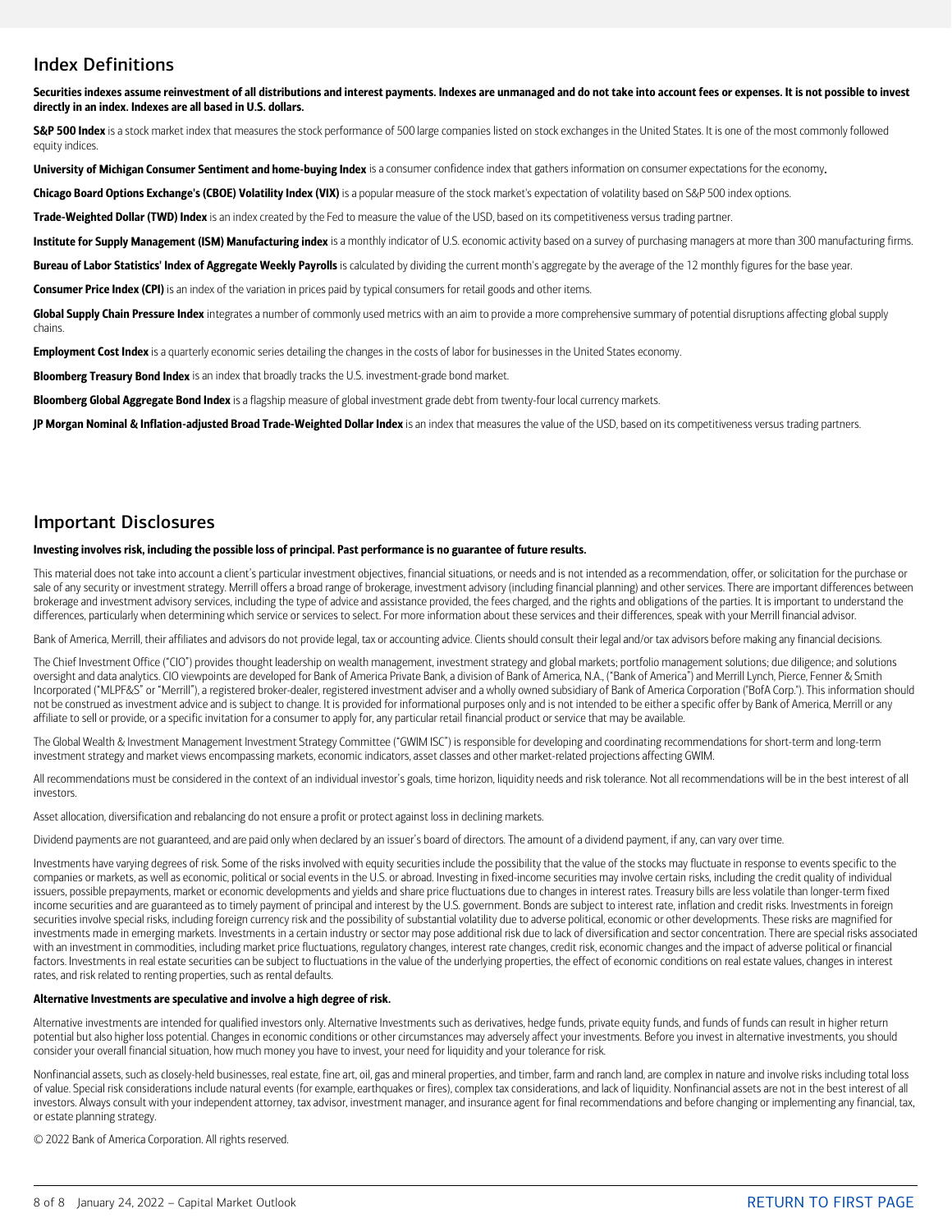## Index Definitions

**Securities indexes assume reinvestment of all distributions and interest payments. Indexes are unmanaged and do not take into account fees or expenses. It is not possible to invest directly in an index. Indexes are all based in U.S. dollars.**

**S&P 500 Index** is a stock market index that measures the stock performance of 500 large companies listed on stock exchanges in the United States. It is one of the most commonly followed equity indices.

**University of Michigan Consumer Sentiment and home-buying Index** is a consumer confidence index that gathers information on consumer expectations for the economy.

**Chicago Board Options Exchange's (CBOE) Volatility Index (VIX)** is a popular measure of the stock market's expectation of volatility based on S&P 500 index options.

**Trade-Weighted Dollar (TWD) Index** is an index created by the Fed to measure the value of the USD, based on its competitiveness versus trading partner.

**Institute for Supply Management (ISM) Manufacturing index** is a monthly indicator of U.S. economic activity based on a survey of purchasing managers at more than 300 manufacturing firms.

**Bureau of Labor Statistics' Index of Aggregate Weekly Payrolls** is calculated by dividing the current month's aggregate by the average of the 12 monthly figures for the base year.

**Consumer Price Index (CPI)** is an index of the variation in prices paid by typical consumers for retail goods and other items.

**Global Supply Chain Pressure Index** integrates a number of commonly used metrics with an aim to provide a more comprehensive summary of potential disruptions affecting global supply chains.

**Employment Cost Index** is a quarterly economic series detailing the changes in the costs of labor for businesses in the United States economy.

**Bloomberg Treasury Bond Index** is an index that broadly tracks the U.S. investment-grade bond market.

**Bloomberg Global Aggregate Bond Index** is a flagship measure of global investment grade debt from twenty-four local currency markets.

**JP Morgan Nominal & Inflation-adjusted Broad Trade-Weighted Dollar Index** is an index that measures the value of the USD, based on its competitiveness versus trading partners.

## Important Disclosures

**Investing involves risk, including the possible loss of principal. Past performance is no guarantee of future results.**

This material does not take into account a client's particular investment objectives, financial situations, or needs and is not intended as a recommendation, offer, or solicitation for the purchase or sale of any security or investment strategy. Merrill offers a broad range of brokerage, investment advisory (including financial planning) and other services. There are important differences between brokerage and investment advisory services, including the type of advice and assistance provided, the fees charged, and the rights and obligations of the parties. It is important to understand the differences, particularly when determining which service or services to select. For more information about these services and their differences, speak with your Merrill financial advisor.

Bank of America, Merrill, their affiliates and advisors do not provide legal, tax or accounting advice. Clients should consult their legal and/or tax advisors before making any financial decisions.

The Chief Investment Office ("CIO") provides thought leadership on wealth management, investment strategy and global markets; portfolio management solutions; due diligence; and solutions oversight and data analytics. CIO viewpoints are developed for Bank of America Private Bank, a division of Bank of America, N.A., ("Bank of America") and Merrill Lynch, Pierce, Fenner & Smith Incorporated ("MLPF&S" or "Merrill"), a registered broker-dealer, registered investment adviser and a wholly owned subsidiary of Bank of America Corporation ("BofA Corp."). This information should not be construed as investment advice and is subject to change. It is provided for informational purposes only and is not intended to be either a specific offer by Bank of America, Merrill or any affiliate to sell or provide, or a specific invitation for a consumer to apply for, any particular retail financial product or service that may be available.

The Global Wealth & Investment Management Investment Strategy Committee ("GWIM ISC") is responsible for developing and coordinating recommendations for short-term and long-term investment strategy and market views encompassing markets, economic indicators, asset classes and other market-related projections affecting GWIM.

All recommendations must be considered in the context of an individual investor's goals, time horizon, liquidity needs and risk tolerance. Not all recommendations will be in the best interest of all investors.

Asset allocation, diversification and rebalancing do not ensure a profit or protect against loss in declining markets.

Dividend payments are not guaranteed, and are paid only when declared by an issuer's board of directors. The amount of a dividend payment, if any, can vary over time.

Investments have varying degrees of risk. Some of the risks involved with equity securities include the possibility that the value of the stocks may fluctuate in response to events specific to the companies or markets, as well as economic, political or social events in the U.S. or abroad. Investing in fixed-income securities may involve certain risks, including the credit quality of individual issuers, possible prepayments, market or economic developments and yields and share price fluctuations due to changes in interest rates. Treasury bills are less volatile than longer-term fixed income securities and are guaranteed as to timely payment of principal and interest by the U.S. government. Bonds are subject to interest rate, inflation and credit risks. Investments in foreign securities involve special risks, including foreign currency risk and the possibility of substantial volatility due to adverse political, economic or other developments. These risks are magnified for investments made in emerging markets. Investments in a certain industry or sector may pose additional risk due to lack of diversification and sector concentration. There are special risks associated with an investment in commodities, including market price fluctuations, regulatory changes, interest rate changes, credit risk, economic changes and the impact of adverse political or financial factors. Investments in real estate securities can be subject to fluctuations in the value of the underlying properties, the effect of economic conditions on real estate values, changes in interest rates, and risk related to renting properties, such as rental defaults.

**Alternative Investments are speculative and involve a high degree of risk.**

Alternative investments are intended for qualified investors only. Alternative Investments such as derivatives, hedge funds, private equity funds, and funds of funds can result in higher return potential but also higher loss potential. Changes in economic conditions or other circumstances may adversely affect your investments. Before you invest in alternative investments, you should consider your overall financial situation, how much money you have to invest, your need for liquidity and your tolerance for risk.

Nonfinancial assets, such as closely-held businesses, real estate, fine art, oil, gas and mineral properties, and timber, farm and ranch land, are complex in nature and involve risks including total loss of value. Special risk considerations include natural events (for example, earthquakes or fires), complex tax considerations, and lack of liquidity. Nonfinancial assets are not in the best interest of all investors. Always consult with your independent attorney, tax advisor, investment manager, and insurance agent for final recommendations and before changing or implementing any financial, tax, or estate planning strategy.

© 2022 Bank of America Corporation. All rights reserved.